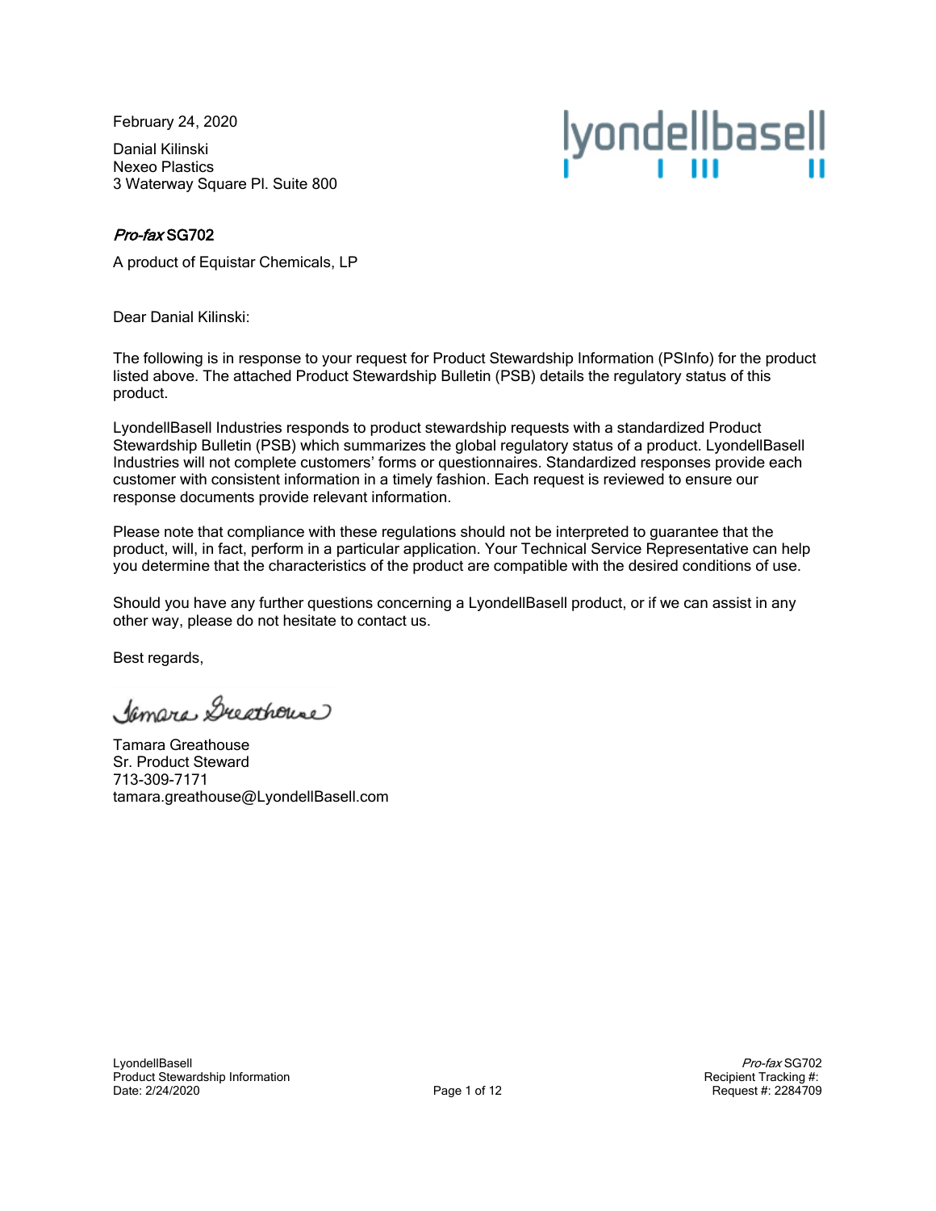February 24, 2020

Danial Kilinski
Nexeo Plastics
3 Waterway Square Pl. Suite 800

***Pro-fax* SG702**

A product of Equistar Chemicals, LP

Dear Danial Kilinski:

The following is in response to your request for Product Stewardship Information (PSInfo) for the product listed above. The attached Product Stewardship Bulletin (PSB) details the regulatory status of this product.

LyondellBasell Industries responds to product stewardship requests with a standardized Product Stewardship Bulletin (PSB) which summarizes the global regulatory status of a product. LyondellBasell Industries will not complete customers' forms or questionnaires. Standardized responses provide each customer with consistent information in a timely fashion. Each request is reviewed to ensure our response documents provide relevant information.

Please note that compliance with these regulations should not be interpreted to guarantee that the product, will, in fact, perform in a particular application. Your Technical Service Representative can help you determine that the characteristics of the product are compatible with the desired conditions of use.

Should you have any further questions concerning a LyondellBasell product, or if we can assist in any other way, please do not hesitate to contact us.

Best regards,

Tamara Greathouse

Tamara Greathouse
Sr. Product Steward
713-309-7171
tamara.greathouse@LyondellBasell.com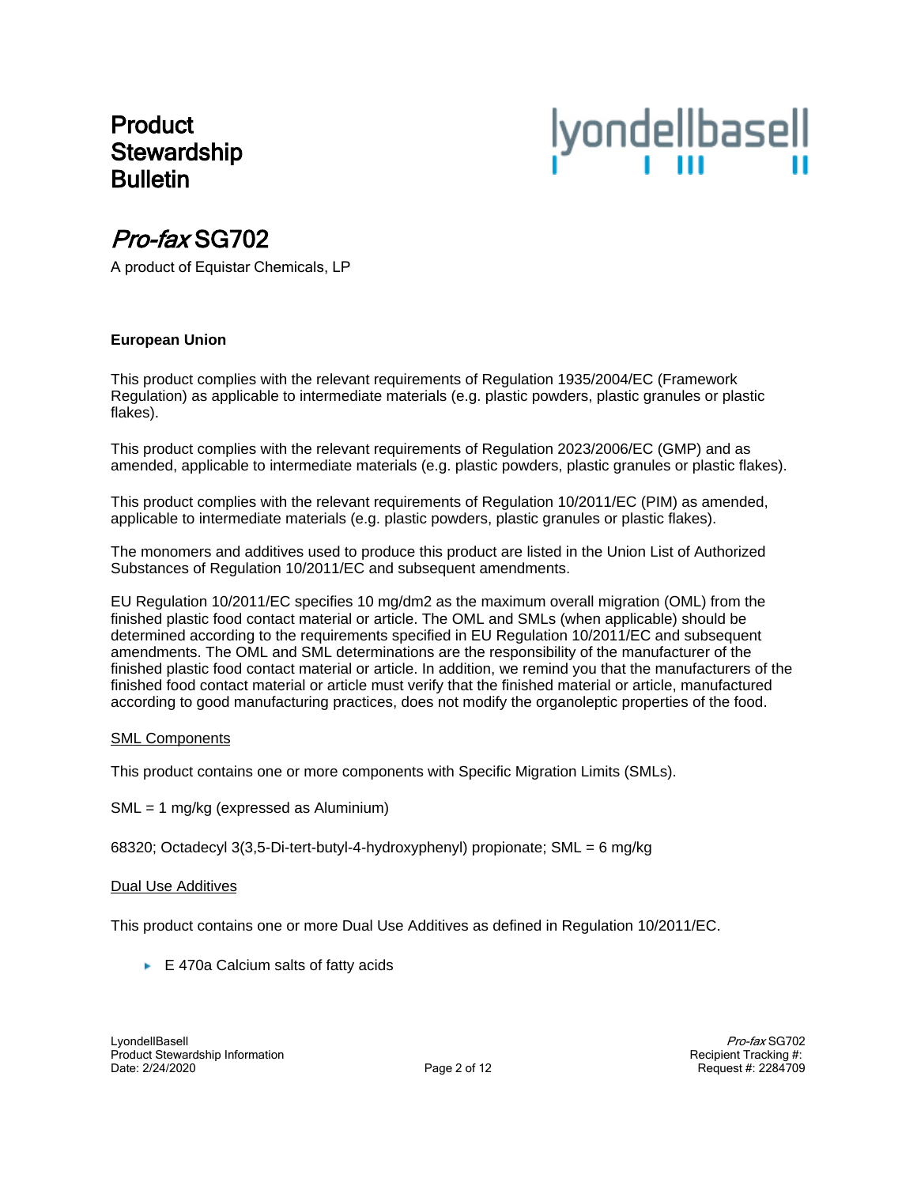# Product Stewardship Bulletin

## *Pro-fax* SG702

A product of Equistar Chemicals, LP

**European Union**

This product complies with the relevant requirements of Regulation 1935/2004/EC (Framework Regulation) as applicable to intermediate materials (e.g. plastic powders, plastic granules or plastic flakes).

This product complies with the relevant requirements of Regulation 2023/2006/EC (GMP) and as amended, applicable to intermediate materials (e.g. plastic powders, plastic granules or plastic flakes).

This product complies with the relevant requirements of Regulation 10/2011/EC (PIM) as amended, applicable to intermediate materials (e.g. plastic powders, plastic granules or plastic flakes).

The monomers and additives used to produce this product are listed in the Union List of Authorized Substances of Regulation 10/2011/EC and subsequent amendments.

EU Regulation 10/2011/EC specifies 10 mg/dm2 as the maximum overall migration (OML) from the finished plastic food contact material or article. The OML and SMLs (when applicable) should be determined according to the requirements specified in EU Regulation 10/2011/EC and subsequent amendments. The OML and SML determinations are the responsibility of the manufacturer of the finished plastic food contact material or article. In addition, we remind you that the manufacturers of the finished food contact material or article must verify that the finished material or article, manufactured according to good manufacturing practices, does not modify the organoleptic properties of the food.

<u>SML Components</u>

This product contains one or more components with Specific Migration Limits (SMLs).

SML = 1 mg/kg (expressed as Aluminium)

68320; Octadecyl 3(3,5-Di-tert-butyl-4-hydroxyphenyl) propionate; SML = 6 mg/kg

<u>Dual Use Additives</u>

This product contains one or more Dual Use Additives as defined in Regulation 10/2011/EC.

- E 470a Calcium salts of fatty acids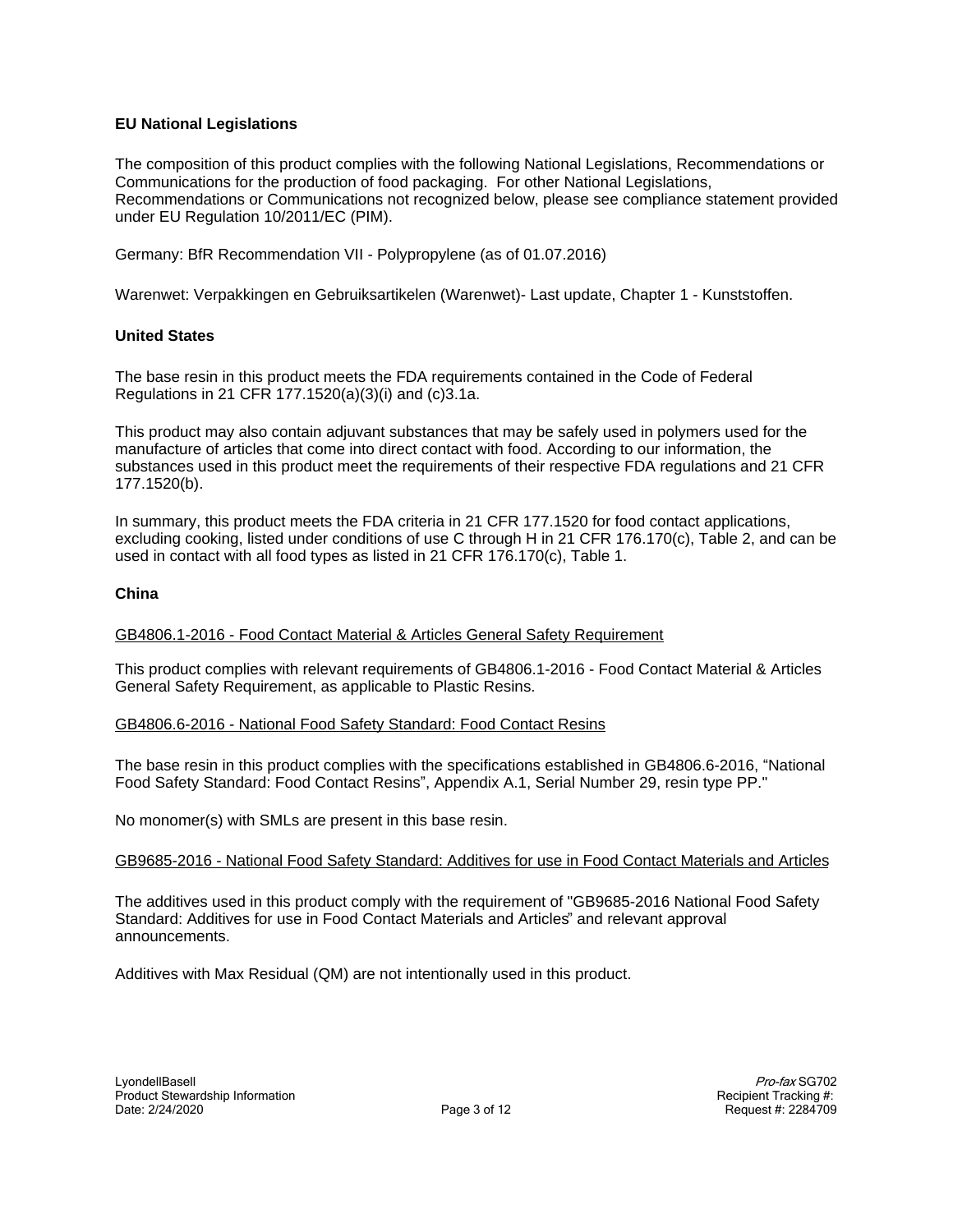**EU National Legislations**

The composition of this product complies with the following National Legislations, Recommendations or Communications for the production of food packaging. For other National Legislations, Recommendations or Communications not recognized below, please see compliance statement provided under EU Regulation 10/2011/EC (PIM).

Germany: BfR Recommendation VII - Polypropylene (as of 01.07.2016)

Warenwet: Verpakkingen en Gebruiksartikelen (Warenwet)- Last update, Chapter 1 - Kunststoffen.

**United States**

The base resin in this product meets the FDA requirements contained in the Code of Federal Regulations in 21 CFR 177.1520(a)(3)(i) and (c)3.1a.

This product may also contain adjuvant substances that may be safely used in polymers used for the manufacture of articles that come into direct contact with food. According to our information, the substances used in this product meet the requirements of their respective FDA regulations and 21 CFR 177.1520(b).

In summary, this product meets the FDA criteria in 21 CFR 177.1520 for food contact applications, excluding cooking, listed under conditions of use C through H in 21 CFR 176.170(c), Table 2, and can be used in contact with all food types as listed in 21 CFR 176.170(c), Table 1.

**China**

GB4806.1-2016 - Food Contact Material & Articles General Safety Requirement

This product complies with relevant requirements of GB4806.1-2016 - Food Contact Material & Articles General Safety Requirement, as applicable to Plastic Resins.

GB4806.6-2016 - National Food Safety Standard: Food Contact Resins

The base resin in this product complies with the specifications established in GB4806.6-2016, “National Food Safety Standard: Food Contact Resins”, Appendix A.1, Serial Number 29, resin type PP."

No monomer(s) with SMLs are present in this base resin.

GB9685-2016 - National Food Safety Standard: Additives for use in Food Contact Materials and Articles

The additives used in this product comply with the requirement of "GB9685-2016 National Food Safety Standard: Additives for use in Food Contact Materials and Articles” and relevant approval announcements.

Additives with Max Residual (QM) are not intentionally used in this product.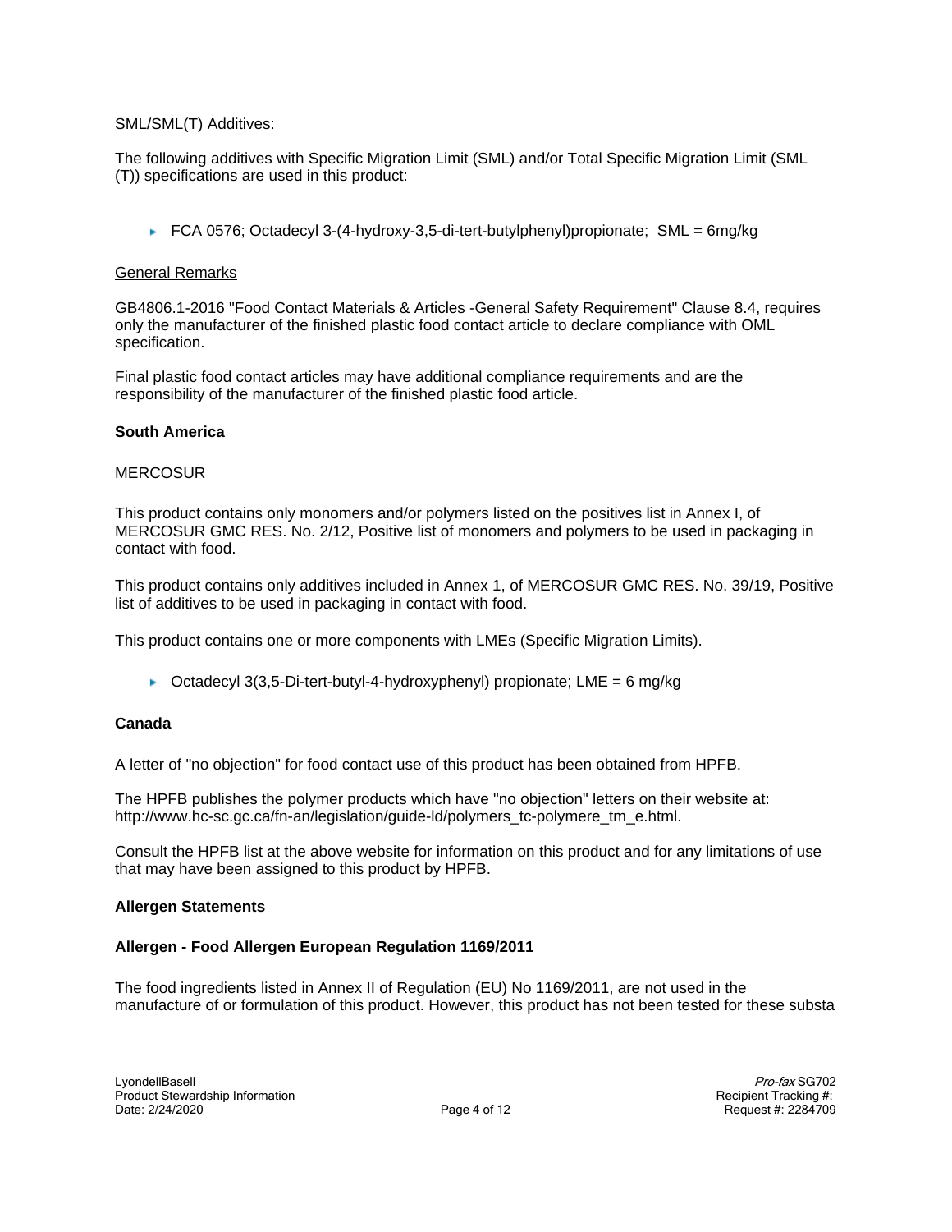SML/SML(T) Additives:

The following additives with Specific Migration Limit (SML) and/or Total Specific Migration Limit (SML (T)) specifications are used in this product:

- FCA 0576; Octadecyl 3-(4-hydroxy-3,5-di-tert-butylphenyl)propionate;  SML = 6mg/kg

General Remarks

GB4806.1-2016 "Food Contact Materials & Articles -General Safety Requirement" Clause 8.4, requires only the manufacturer of the finished plastic food contact article to declare compliance with OML specification.

Final plastic food contact articles may have additional compliance requirements and are the responsibility of the manufacturer of the finished plastic food article.

**South America**

MERCOSUR

This product contains only monomers and/or polymers listed on the positives list in Annex I, of MERCOSUR GMC RES. No. 2/12, Positive list of monomers and polymers to be used in packaging in contact with food.

This product contains only additives included in Annex 1, of MERCOSUR GMC RES. No. 39/19, Positive list of additives to be used in packaging in contact with food.

This product contains one or more components with LMEs (Specific Migration Limits).

- Octadecyl 3(3,5-Di-tert-butyl-4-hydroxyphenyl) propionate; LME = 6 mg/kg

**Canada**

A letter of "no objection" for food contact use of this product has been obtained from HPFB.

The HPFB publishes the polymer products which have "no objection" letters on their website at: http://www.hc-sc.gc.ca/fn-an/legislation/guide-ld/polymers_tc-polymere_tm_e.html.

Consult the HPFB list at the above website for information on this product and for any limitations of use that may have been assigned to this product by HPFB.

**Allergen Statements**

**Allergen - Food Allergen European Regulation 1169/2011**

The food ingredients listed in Annex II of Regulation (EU) No 1169/2011, are not used in the manufacture of or formulation of this product. However, this product has not been tested for these substa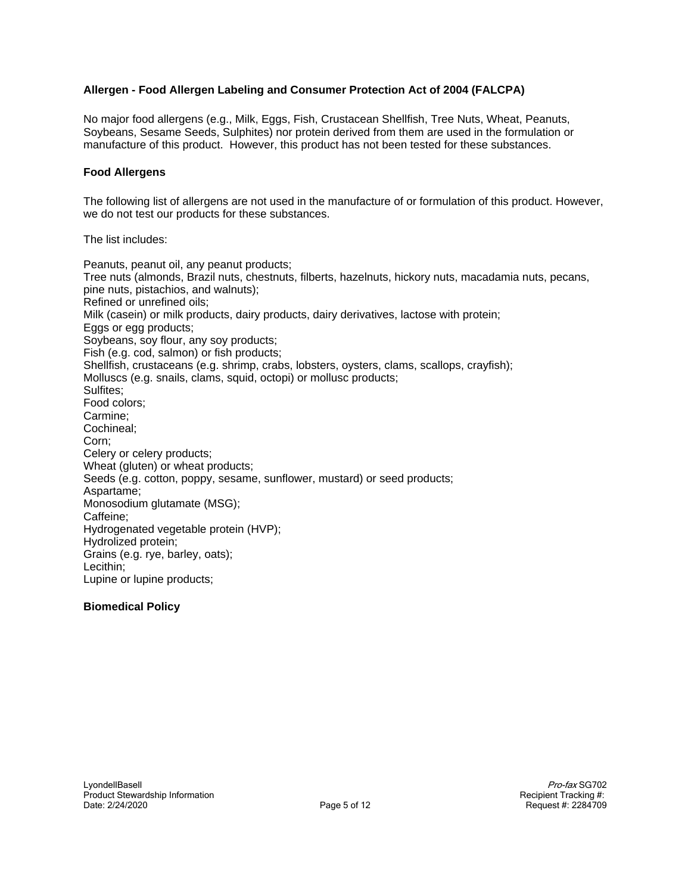**Allergen - Food Allergen Labeling and Consumer Protection Act of 2004 (FALCPA)**

No major food allergens (e.g., Milk, Eggs, Fish, Crustacean Shellfish, Tree Nuts, Wheat, Peanuts, Soybeans, Sesame Seeds, Sulphites) nor protein derived from them are used in the formulation or manufacture of this product. However, this product has not been tested for these substances.

**Food Allergens**

The following list of allergens are not used in the manufacture of or formulation of this product. However, we do not test our products for these substances.

The list includes:

Peanuts, peanut oil, any peanut products;
Tree nuts (almonds, Brazil nuts, chestnuts, filberts, hazelnuts, hickory nuts, macadamia nuts, pecans, pine nuts, pistachios, and walnuts);
Refined or unrefined oils;
Milk (casein) or milk products, dairy products, dairy derivatives, lactose with protein;
Eggs or egg products;
Soybeans, soy flour, any soy products;
Fish (e.g. cod, salmon) or fish products;
Shellfish, crustaceans (e.g. shrimp, crabs, lobsters, oysters, clams, scallops, crayfish);
Molluscs (e.g. snails, clams, squid, octopi) or mollusc products;
Sulfites;
Food colors;
Carmine;
Cochineal;
Corn;
Celery or celery products;
Wheat (gluten) or wheat products;
Seeds (e.g. cotton, poppy, sesame, sunflower, mustard) or seed products;
Aspartame;
Monosodium glutamate (MSG);
Caffeine;
Hydrogenated vegetable protein (HVP);
Hydrolized protein;
Grains (e.g. rye, barley, oats);
Lecithin;
Lupine or lupine products;

**Biomedical Policy**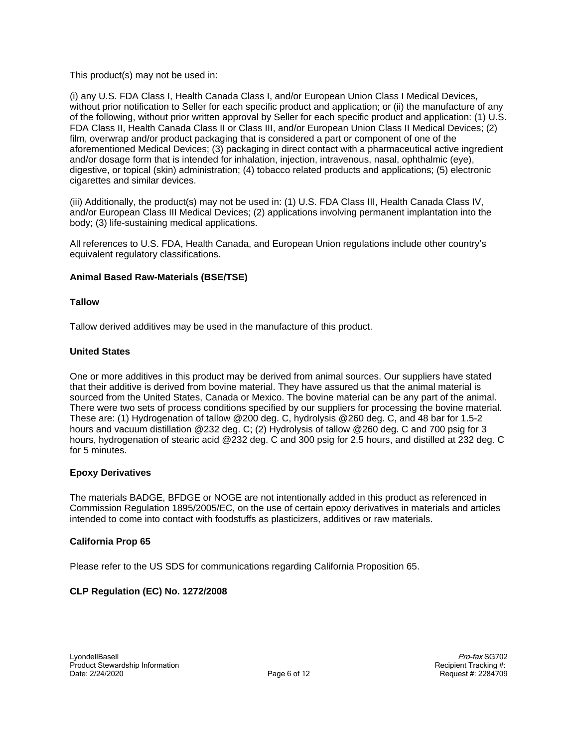This product(s) may not be used in:

(i) any U.S. FDA Class I, Health Canada Class I, and/or European Union Class I Medical Devices, without prior notification to Seller for each specific product and application; or (ii) the manufacture of any of the following, without prior written approval by Seller for each specific product and application: (1) U.S. FDA Class II, Health Canada Class II or Class III, and/or European Union Class II Medical Devices; (2) film, overwrap and/or product packaging that is considered a part or component of one of the aforementioned Medical Devices; (3) packaging in direct contact with a pharmaceutical active ingredient and/or dosage form that is intended for inhalation, injection, intravenous, nasal, ophthalmic (eye), digestive, or topical (skin) administration; (4) tobacco related products and applications; (5) electronic cigarettes and similar devices.

(iii) Additionally, the product(s) may not be used in: (1) U.S. FDA Class III, Health Canada Class IV, and/or European Class III Medical Devices; (2) applications involving permanent implantation into the body; (3) life-sustaining medical applications.

All references to U.S. FDA, Health Canada, and European Union regulations include other country's equivalent regulatory classifications.

**Animal Based Raw-Materials (BSE/TSE)**

**Tallow**

Tallow derived additives may be used in the manufacture of this product.

**United States**

One or more additives in this product may be derived from animal sources. Our suppliers have stated that their additive is derived from bovine material. They have assured us that the animal material is sourced from the United States, Canada or Mexico. The bovine material can be any part of the animal. There were two sets of process conditions specified by our suppliers for processing the bovine material. These are: (1) Hydrogenation of tallow @200 deg. C, hydrolysis @260 deg. C, and 48 bar for 1.5-2 hours and vacuum distillation @232 deg. C; (2) Hydrolysis of tallow @260 deg. C and 700 psig for 3 hours, hydrogenation of stearic acid @232 deg. C and 300 psig for 2.5 hours, and distilled at 232 deg. C for 5 minutes.

**Epoxy Derivatives**

The materials BADGE, BFDGE or NOGE are not intentionally added in this product as referenced in Commission Regulation 1895/2005/EC, on the use of certain epoxy derivatives in materials and articles intended to come into contact with foodstuffs as plasticizers, additives or raw materials.

**California Prop 65**

Please refer to the US SDS for communications regarding California Proposition 65.

**CLP Regulation (EC) No. 1272/2008**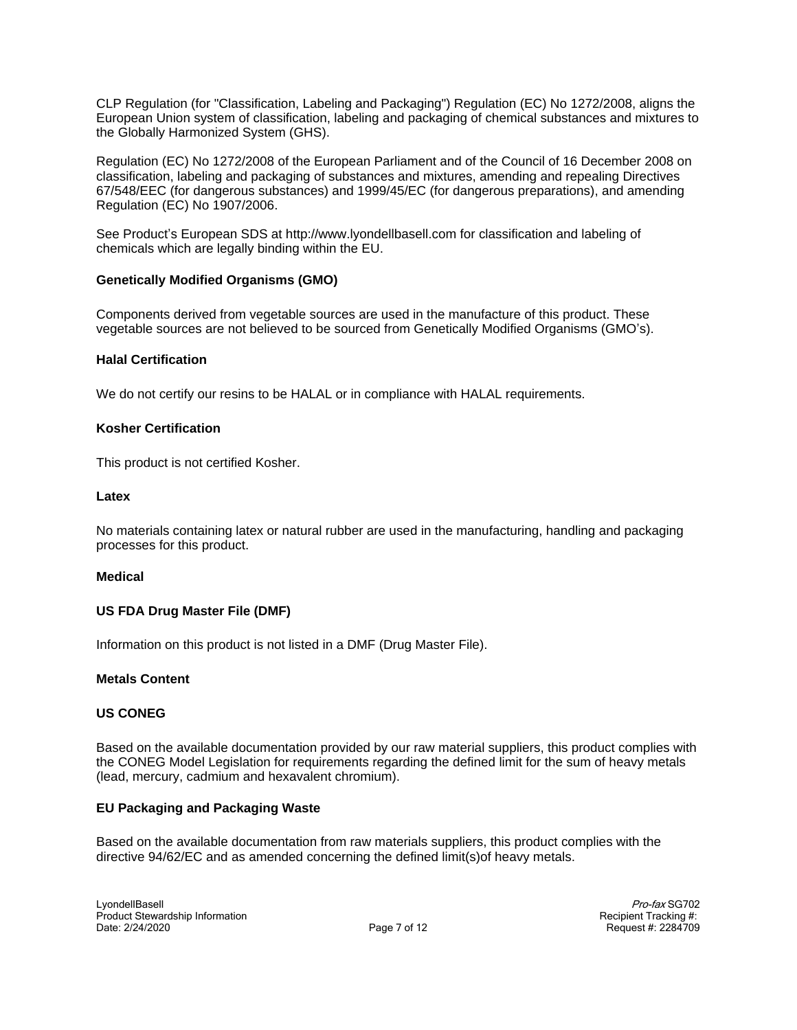CLP Regulation (for "Classification, Labeling and Packaging") Regulation (EC) No 1272/2008, aligns the European Union system of classification, labeling and packaging of chemical substances and mixtures to the Globally Harmonized System (GHS).

Regulation (EC) No 1272/2008 of the European Parliament and of the Council of 16 December 2008 on classification, labeling and packaging of substances and mixtures, amending and repealing Directives 67/548/EEC (for dangerous substances) and 1999/45/EC (for dangerous preparations), and amending Regulation (EC) No 1907/2006.

See Product's European SDS at http://www.lyondellbasell.com for classification and labeling of chemicals which are legally binding within the EU.

**Genetically Modified Organisms (GMO)**

Components derived from vegetable sources are used in the manufacture of this product. These vegetable sources are not believed to be sourced from Genetically Modified Organisms (GMO's).

**Halal Certification**

We do not certify our resins to be HALAL or in compliance with HALAL requirements.

**Kosher Certification**

This product is not certified Kosher.

**Latex**

No materials containing latex or natural rubber are used in the manufacturing, handling and packaging processes for this product.

**Medical**

**US FDA Drug Master File (DMF)**

Information on this product is not listed in a DMF (Drug Master File).

**Metals Content**

**US CONEG**

Based on the available documentation provided by our raw material suppliers, this product complies with the CONEG Model Legislation for requirements regarding the defined limit for the sum of heavy metals (lead, mercury, cadmium and hexavalent chromium).

**EU Packaging and Packaging Waste**

Based on the available documentation from raw materials suppliers, this product complies with the directive 94/62/EC and as amended concerning the defined limit(s)of heavy metals.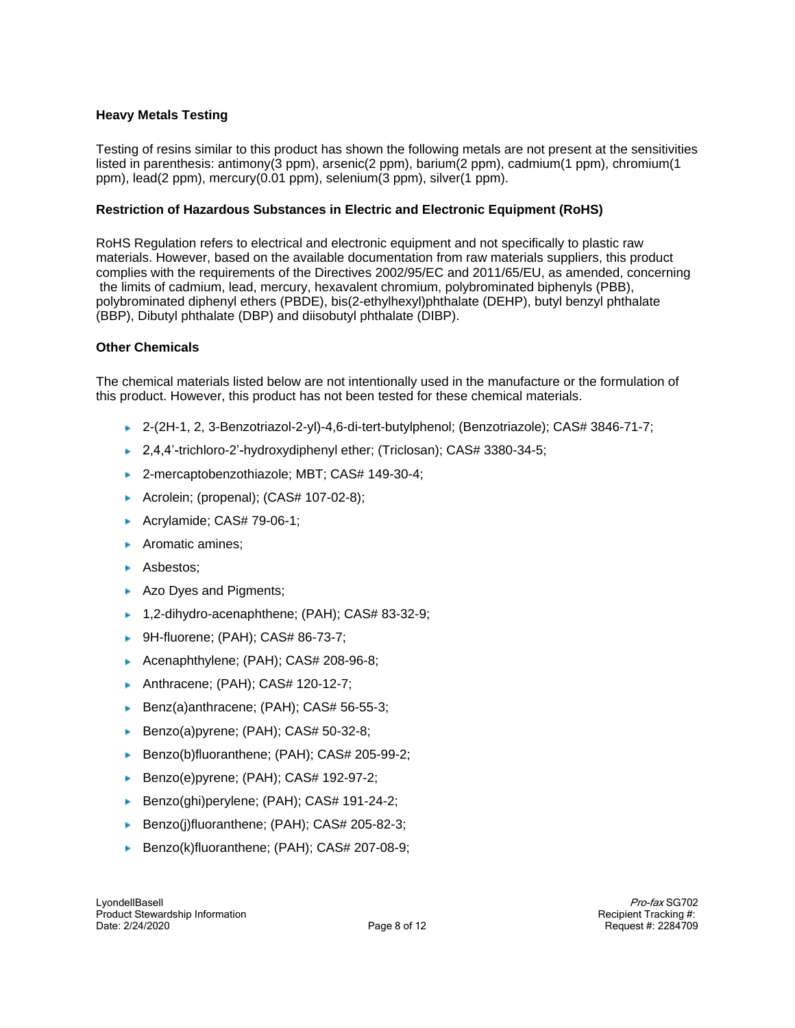### Heavy Metals Testing

Testing of resins similar to this product has shown the following metals are not present at the sensitivities listed in parenthesis: antimony(3 ppm), arsenic(2 ppm), barium(2 ppm), cadmium(1 ppm), chromium(1 ppm), lead(2 ppm), mercury(0.01 ppm), selenium(3 ppm), silver(1 ppm).

### Restriction of Hazardous Substances in Electric and Electronic Equipment (RoHS)

RoHS Regulation refers to electrical and electronic equipment and not specifically to plastic raw materials. However, based on the available documentation from raw materials suppliers, this product complies with the requirements of the Directives 2002/95/EC and 2011/65/EU, as amended, concerning the limits of cadmium, lead, mercury, hexavalent chromium, polybrominated biphenyls (PBB), polybrominated diphenyl ethers (PBDE), bis(2-ethylhexyl)phthalate (DEHP), butyl benzyl phthalate (BBP), Dibutyl phthalate (DBP) and diisobutyl phthalate (DIBP).

### Other Chemicals

The chemical materials listed below are not intentionally used in the manufacture or the formulation of this product. However, this product has not been tested for these chemical materials.

- 2-(2H-1, 2, 3-Benzotriazol-2-yl)-4,6-di-tert-butylphenol; (Benzotriazole); CAS# 3846-71-7;
- 2,4,4'-trichloro-2'-hydroxydiphenyl ether; (Triclosan); CAS# 3380-34-5;
- 2-mercaptobenzothiazole; MBT; CAS# 149-30-4;
- Acrolein; (propenal); (CAS# 107-02-8);
- Acrylamide; CAS# 79-06-1;
- Aromatic amines;
- Asbestos;
- Azo Dyes and Pigments;
- 1,2-dihydro-acenaphthene; (PAH); CAS# 83-32-9;
- 9H-fluorene; (PAH); CAS# 86-73-7;
- Acenaphthylene; (PAH); CAS# 208-96-8;
- Anthracene; (PAH); CAS# 120-12-7;
- Benz(a)anthracene; (PAH); CAS# 56-55-3;
- Benzo(a)pyrene; (PAH); CAS# 50-32-8;
- Benzo(b)fluoranthene; (PAH); CAS# 205-99-2;
- Benzo(e)pyrene; (PAH); CAS# 192-97-2;
- Benzo(ghi)perylene; (PAH); CAS# 191-24-2;
- Benzo(j)fluoranthene; (PAH); CAS# 205-82-3;
- Benzo(k)fluoranthene; (PAH); CAS# 207-08-9;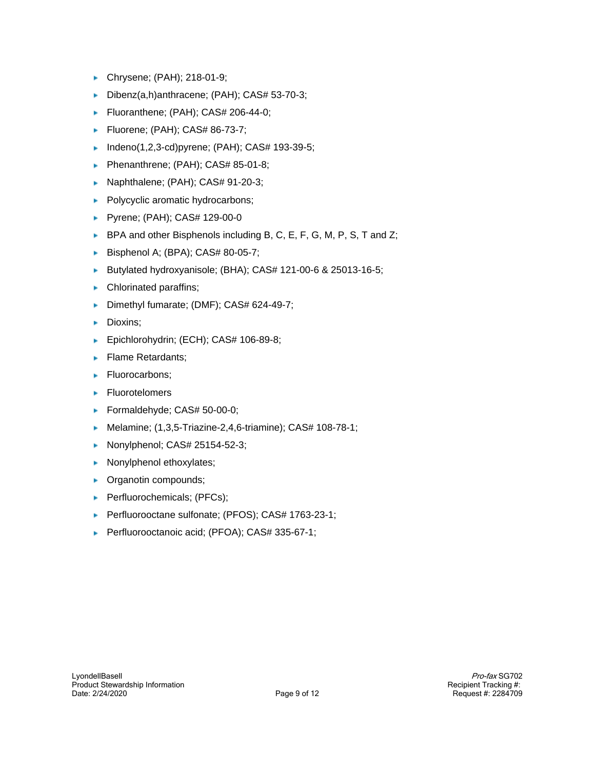- Chrysene; (PAH); 218-01-9;
- Dibenz(a,h)anthracene; (PAH); CAS# 53-70-3;
- Fluoranthene; (PAH); CAS# 206-44-0;
- Fluorene; (PAH); CAS# 86-73-7;
- Indeno(1,2,3-cd)pyrene; (PAH); CAS# 193-39-5;
- Phenanthrene; (PAH); CAS# 85-01-8;
- Naphthalene; (PAH); CAS# 91-20-3;
- Polycyclic aromatic hydrocarbons;
- Pyrene; (PAH); CAS# 129-00-0
- BPA and other Bisphenols including B, C, E, F, G, M, P, S, T and Z;
- Bisphenol A; (BPA); CAS# 80-05-7;
- Butylated hydroxyanisole; (BHA); CAS# 121-00-6 & 25013-16-5;
- Chlorinated paraffins;
- Dimethyl fumarate; (DMF); CAS# 624-49-7;
- Dioxins;
- Epichlorohydrin; (ECH); CAS# 106-89-8;
- Flame Retardants;
- Fluorocarbons;
- Fluorotelomers
- Formaldehyde; CAS# 50-00-0;
- Melamine; (1,3,5-Triazine-2,4,6-triamine); CAS# 108-78-1;
- Nonylphenol; CAS# 25154-52-3;
- Nonylphenol ethoxylates;
- Organotin compounds;
- Perfluorochemicals; (PFCs);
- Perfluorooctane sulfonate; (PFOS); CAS# 1763-23-1;
- Perfluorooctanoic acid; (PFOA); CAS# 335-67-1;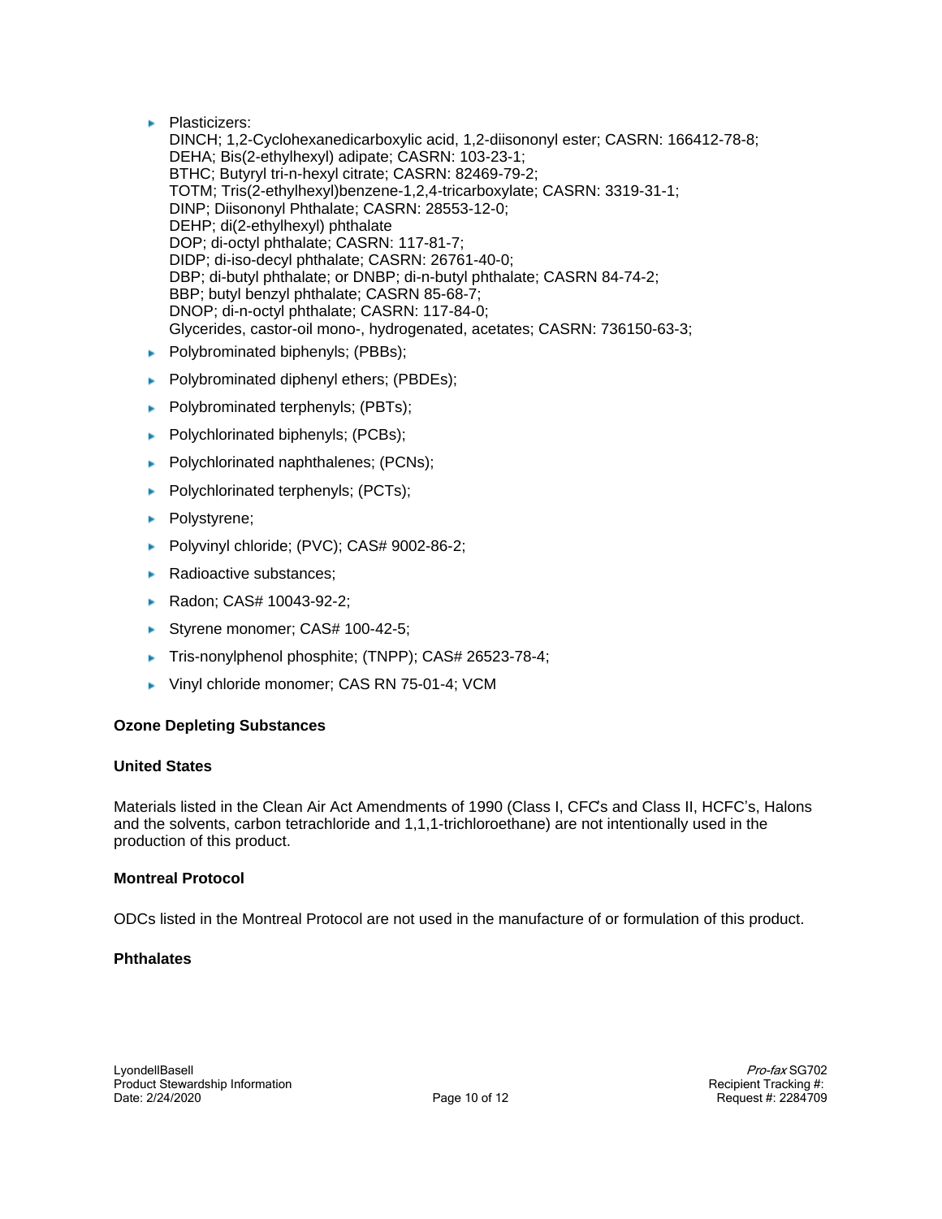- Plasticizers:
  DINCH; 1,2-Cyclohexanedicarboxylic acid, 1,2-diisononyl ester; CASRN: 166412-78-8;
  DEHA; Bis(2-ethylhexyl) adipate; CASRN: 103-23-1;
  BTHC; Butyryl tri-n-hexyl citrate; CASRN: 82469-79-2;
  TOTM; Tris(2-ethylhexyl)benzene-1,2,4-tricarboxylate; CASRN: 3319-31-1;
  DINP; Diisononyl Phthalate; CASRN: 28553-12-0;
  DEHP; di(2-ethylhexyl) phthalate
  DOP; di-octyl phthalate; CASRN: 117-81-7;
  DIDP; di-iso-decyl phthalate; CASRN: 26761-40-0;
  DBP; di-butyl phthalate; or DNBP; di-n-butyl phthalate; CASRN 84-74-2;
  BBP; butyl benzyl phthalate; CASRN 85-68-7;
  DNOP; di-n-octyl phthalate; CASRN: 117-84-0;
  Glycerides, castor-oil mono-, hydrogenated, acetates; CASRN: 736150-63-3;
- Polybrominated biphenyls; (PBBs);
- Polybrominated diphenyl ethers; (PBDEs);
- Polybrominated terphenyls; (PBTs);
- Polychlorinated biphenyls; (PCBs);
- Polychlorinated naphthalenes; (PCNs);
- Polychlorinated terphenyls; (PCTs);
- Polystyrene;
- Polyvinyl chloride; (PVC); CAS# 9002-86-2;
- Radioactive substances;
- Radon; CAS# 10043-92-2;
- Styrene monomer; CAS# 100-42-5;
- Tris-nonylphenol phosphite; (TNPP); CAS# 26523-78-4;
- Vinyl chloride monomer; CAS RN 75-01-4; VCM

**Ozone Depleting Substances**

**United States**

Materials listed in the Clean Air Act Amendments of 1990 (Class I, CFC's and Class II, HCFC's, Halons and the solvents, carbon tetrachloride and 1,1,1-trichloroethane) are not intentionally used in the production of this product.

**Montreal Protocol**

ODCs listed in the Montreal Protocol are not used in the manufacture of or formulation of this product.

**Phthalates**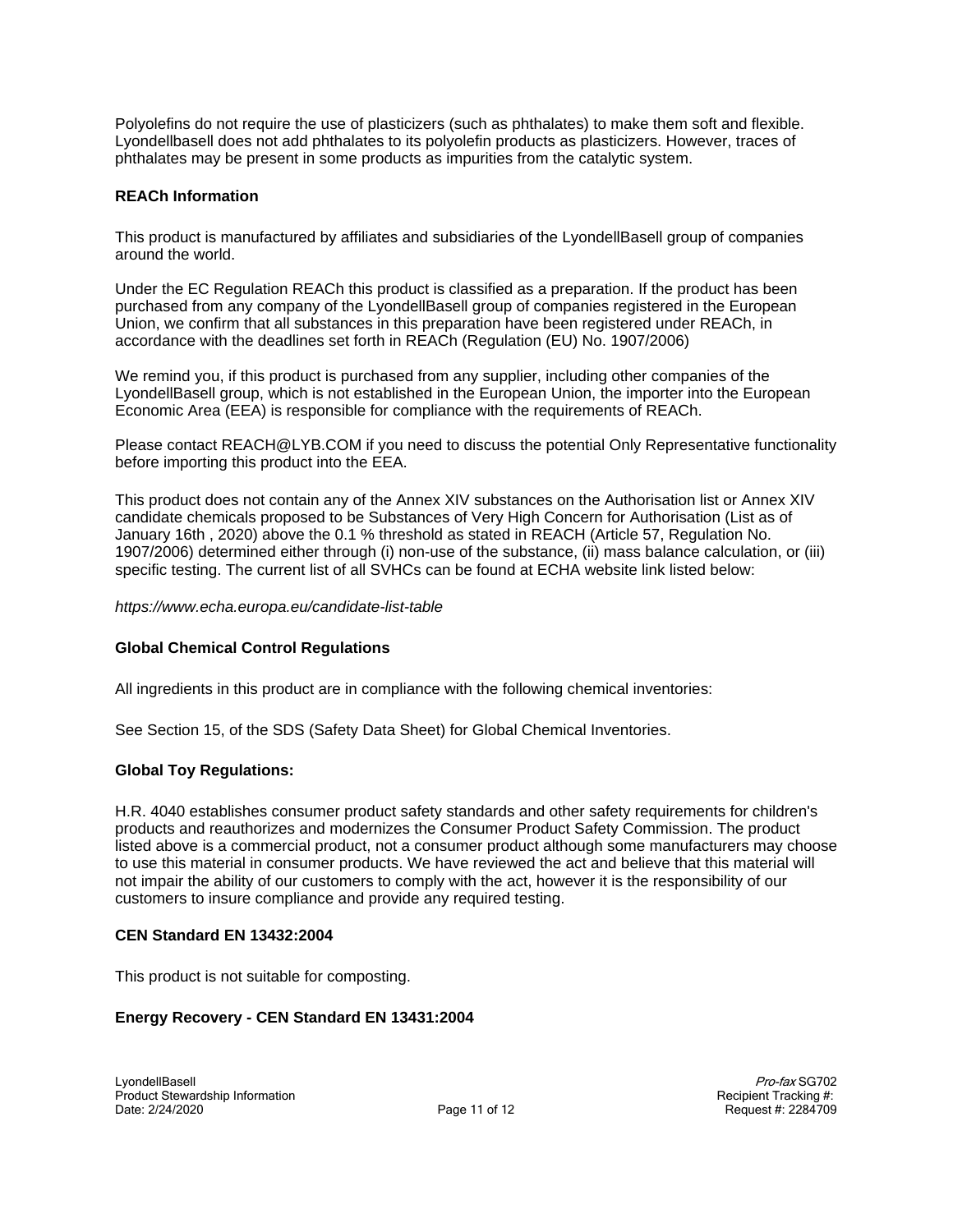Polyolefins do not require the use of plasticizers (such as phthalates) to make them soft and flexible. Lyondellbasell does not add phthalates to its polyolefin products as plasticizers. However, traces of phthalates may be present in some products as impurities from the catalytic system.

**REACh Information**

This product is manufactured by affiliates and subsidiaries of the LyondellBasell group of companies around the world.

Under the EC Regulation REACh this product is classified as a preparation. If the product has been purchased from any company of the LyondellBasell group of companies registered in the European Union, we confirm that all substances in this preparation have been registered under REACh, in accordance with the deadlines set forth in REACh (Regulation (EU) No. 1907/2006)

We remind you, if this product is purchased from any supplier, including other companies of the LyondellBasell group, which is not established in the European Union, the importer into the European Economic Area (EEA) is responsible for compliance with the requirements of REACh.

Please contact REACH@LYB.COM if you need to discuss the potential Only Representative functionality before importing this product into the EEA.

This product does not contain any of the Annex XIV substances on the Authorisation list or Annex XIV candidate chemicals proposed to be Substances of Very High Concern for Authorisation (List as of January 16th , 2020) above the 0.1 % threshold as stated in REACH (Article 57, Regulation No. 1907/2006) determined either through (i) non-use of the substance, (ii) mass balance calculation, or (iii) specific testing. The current list of all SVHCs can be found at ECHA website link listed below:

*https://www.echa.europa.eu/candidate-list-table*

**Global Chemical Control Regulations**

All ingredients in this product are in compliance with the following chemical inventories:

See Section 15, of the SDS (Safety Data Sheet) for Global Chemical Inventories.

**Global Toy Regulations:**

H.R. 4040 establishes consumer product safety standards and other safety requirements for children's products and reauthorizes and modernizes the Consumer Product Safety Commission. The product listed above is a commercial product, not a consumer product although some manufacturers may choose to use this material in consumer products. We have reviewed the act and believe that this material will not impair the ability of our customers to comply with the act, however it is the responsibility of our customers to insure compliance and provide any required testing.

**CEN Standard EN 13432:2004**

This product is not suitable for composting.

**Energy Recovery - CEN Standard EN 13431:2004**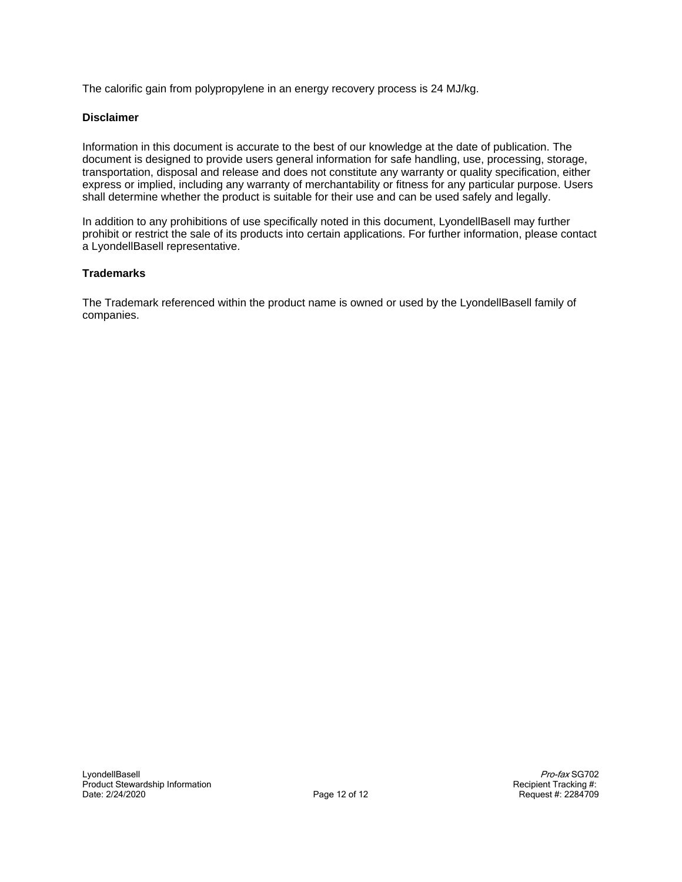The calorific gain from polypropylene in an energy recovery process is 24 MJ/kg.

### Disclaimer

Information in this document is accurate to the best of our knowledge at the date of publication. The document is designed to provide users general information for safe handling, use, processing, storage, transportation, disposal and release and does not constitute any warranty or quality specification, either express or implied, including any warranty of merchantability or fitness for any particular purpose. Users shall determine whether the product is suitable for their use and can be used safely and legally.

In addition to any prohibitions of use specifically noted in this document, LyondellBasell may further prohibit or restrict the sale of its products into certain applications. For further information, please contact a LyondellBasell representative.

### Trademarks

The Trademark referenced within the product name is owned or used by the LyondellBasell family of companies.